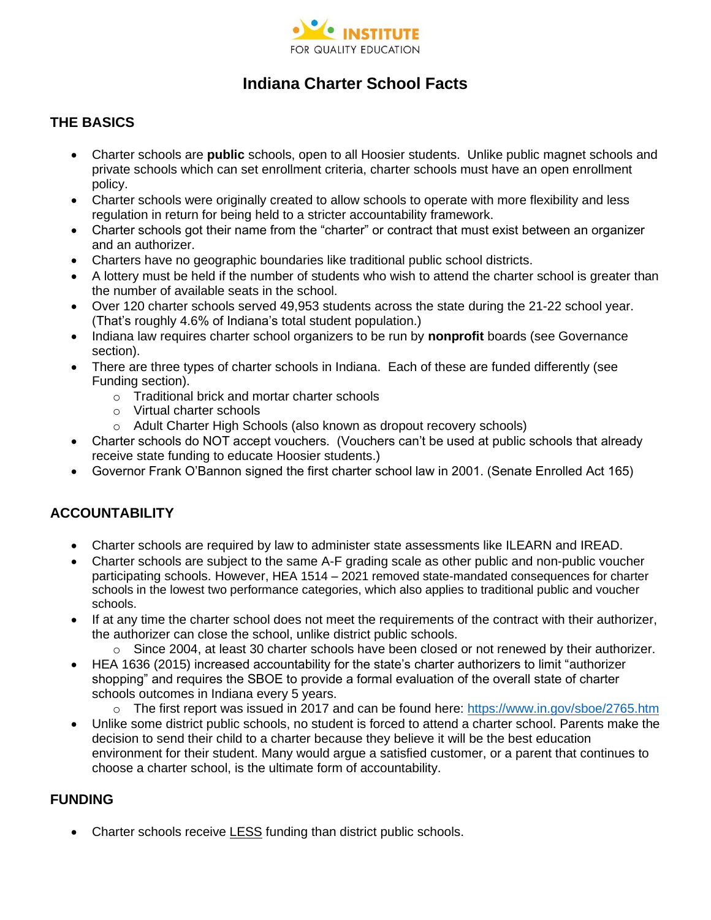INSTITUTE
FOR QUALITY EDUCATION

# Indiana Charter School Facts

## THE BASICS

- Charter schools are **public** schools, open to all Hoosier students. Unlike public magnet schools and private schools which can set enrollment criteria, charter schools must have an open enrollment policy.
- Charter schools were originally created to allow schools to operate with more flexibility and less regulation in return for being held to a stricter accountability framework.
- Charter schools got their name from the "charter" or contract that must exist between an organizer and an authorizer.
- Charters have no geographic boundaries like traditional public school districts.
- A lottery must be held if the number of students who wish to attend the charter school is greater than the number of available seats in the school.
- Over 120 charter schools served 49,953 students across the state during the 21-22 school year. (That's roughly 4.6% of Indiana's total student population.)
- Indiana law requires charter school organizers to be run by **nonprofit** boards (see Governance section).
- There are three types of charter schools in Indiana. Each of these are funded differently (see Funding section).
  - Traditional brick and mortar charter schools
  - Virtual charter schools
  - Adult Charter High Schools (also known as dropout recovery schools)
- Charter schools do NOT accept vouchers. (Vouchers can't be used at public schools that already receive state funding to educate Hoosier students.)
- Governor Frank O'Bannon signed the first charter school law in 2001. (Senate Enrolled Act 165)

## ACCOUNTABILITY

- Charter schools are required by law to administer state assessments like ILEARN and IREAD.
- Charter schools are subject to the same A-F grading scale as other public and non-public voucher participating schools. However, HEA 1514 – 2021 removed state-mandated consequences for charter schools in the lowest two performance categories, which also applies to traditional public and voucher schools.
- If at any time the charter school does not meet the requirements of the contract with their authorizer, the authorizer can close the school, unlike district public schools.
  - Since 2004, at least 30 charter schools have been closed or not renewed by their authorizer.
- HEA 1636 (2015) increased accountability for the state's charter authorizers to limit "authorizer shopping" and requires the SBOE to provide a formal evaluation of the overall state of charter schools outcomes in Indiana every 5 years.
  - The first report was issued in 2017 and can be found here: https://www.in.gov/sboe/2765.htm
- Unlike some district public schools, no student is forced to attend a charter school. Parents make the decision to send their child to a charter because they believe it will be the best education environment for their student. Many would argue a satisfied customer, or a parent that continues to choose a charter school, is the ultimate form of accountability.

## FUNDING

- Charter schools receive <u>LESS</u> funding than district public schools.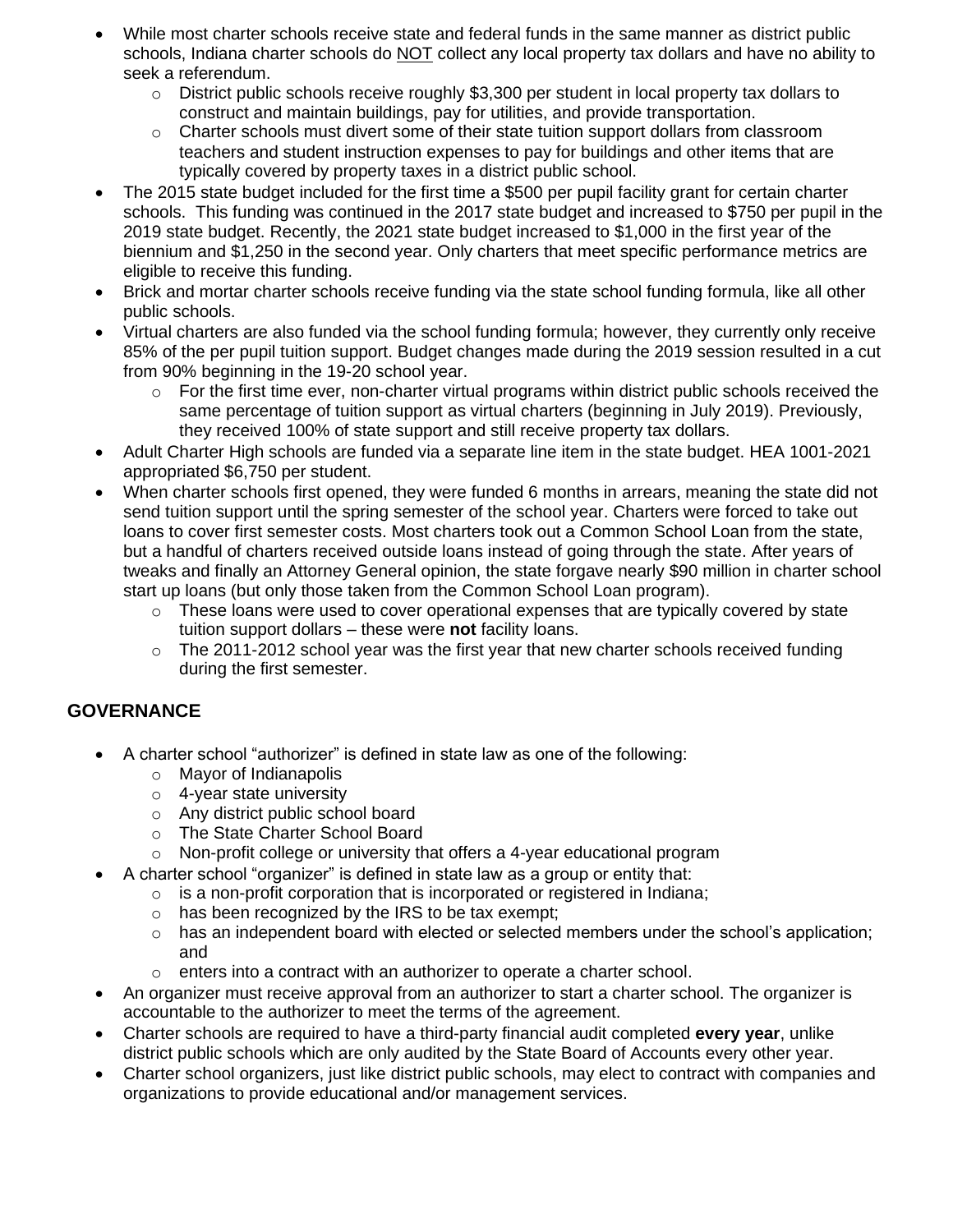- While most charter schools receive state and federal funds in the same manner as district public schools, Indiana charter schools do NOT collect any local property tax dollars and have no ability to seek a referendum.
  - District public schools receive roughly $3,300 per student in local property tax dollars to construct and maintain buildings, pay for utilities, and provide transportation.
  - Charter schools must divert some of their state tuition support dollars from classroom teachers and student instruction expenses to pay for buildings and other items that are typically covered by property taxes in a district public school.
- The 2015 state budget included for the first time a $500 per pupil facility grant for certain charter schools. This funding was continued in the 2017 state budget and increased to $750 per pupil in the 2019 state budget. Recently, the 2021 state budget increased to $1,000 in the first year of the biennium and $1,250 in the second year. Only charters that meet specific performance metrics are eligible to receive this funding.
- Brick and mortar charter schools receive funding via the state school funding formula, like all other public schools.
- Virtual charters are also funded via the school funding formula; however, they currently only receive 85% of the per pupil tuition support. Budget changes made during the 2019 session resulted in a cut from 90% beginning in the 19-20 school year.
  - For the first time ever, non-charter virtual programs within district public schools received the same percentage of tuition support as virtual charters (beginning in July 2019). Previously, they received 100% of state support and still receive property tax dollars.
- Adult Charter High schools are funded via a separate line item in the state budget. HEA 1001-2021 appropriated $6,750 per student.
- When charter schools first opened, they were funded 6 months in arrears, meaning the state did not send tuition support until the spring semester of the school year. Charters were forced to take out loans to cover first semester costs. Most charters took out a Common School Loan from the state, but a handful of charters received outside loans instead of going through the state. After years of tweaks and finally an Attorney General opinion, the state forgave nearly $90 million in charter school start up loans (but only those taken from the Common School Loan program).
  - These loans were used to cover operational expenses that are typically covered by state tuition support dollars – these were **not** facility loans.
  - The 2011-2012 school year was the first year that new charter schools received funding during the first semester.

## GOVERNANCE

- A charter school "authorizer" is defined in state law as one of the following:
  - Mayor of Indianapolis
  - 4-year state university
  - Any district public school board
  - The State Charter School Board
  - Non-profit college or university that offers a 4-year educational program
- A charter school "organizer" is defined in state law as a group or entity that:
  - is a non-profit corporation that is incorporated or registered in Indiana;
  - has been recognized by the IRS to be tax exempt;
  - has an independent board with elected or selected members under the school's application; and
  - enters into a contract with an authorizer to operate a charter school.
- An organizer must receive approval from an authorizer to start a charter school. The organizer is accountable to the authorizer to meet the terms of the agreement.
- Charter schools are required to have a third-party financial audit completed **every year**, unlike district public schools which are only audited by the State Board of Accounts every other year.
- Charter school organizers, just like district public schools, may elect to contract with companies and organizations to provide educational and/or management services.